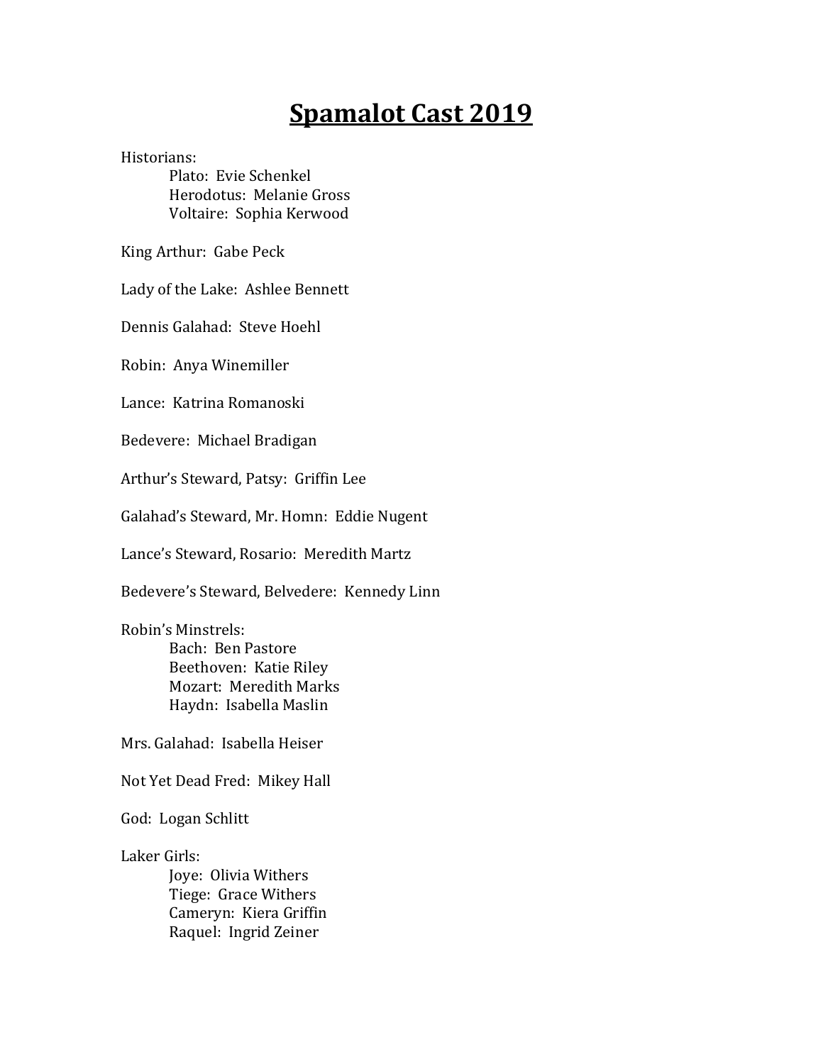# Spamalot Cast 2019

Historians:
- Plato: Evie Schenkel
- Herodotus: Melanie Gross
- Voltaire: Sophia Kerwood

King Arthur: Gabe Peck

Lady of the Lake: Ashlee Bennett

Dennis Galahad: Steve Hoehl

Robin: Anya Winemiller

Lance: Katrina Romanoski

Bedevere: Michael Bradigan

Arthur's Steward, Patsy: Griffin Lee

Galahad's Steward, Mr. Homn: Eddie Nugent

Lance's Steward, Rosario: Meredith Martz

Bedevere's Steward, Belvedere: Kennedy Linn

Robin's Minstrels:
- Bach: Ben Pastore
- Beethoven: Katie Riley
- Mozart: Meredith Marks
- Haydn: Isabella Maslin

Mrs. Galahad: Isabella Heiser

Not Yet Dead Fred: Mikey Hall

God: Logan Schlitt

Laker Girls:
- Joye: Olivia Withers
- Tiege: Grace Withers
- Cameryn: Kiera Griffin
- Raquel: Ingrid Zeiner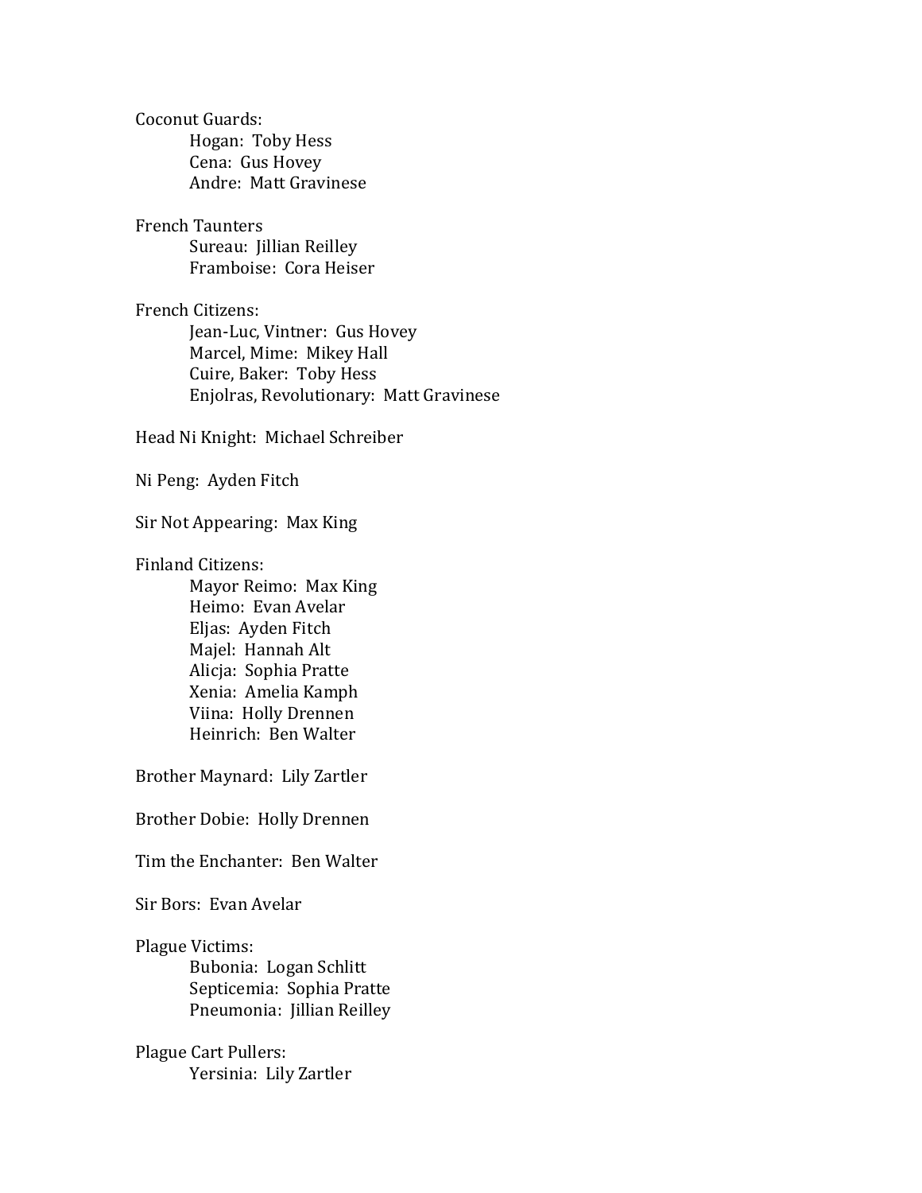Coconut Guards:
- Hogan: Toby Hess
- Cena: Gus Hovey
- Andre: Matt Gravinese

French Taunters
- Sureau: Jillian Reilley
- Framboise: Cora Heiser

French Citizens:
- Jean-Luc, Vintner: Gus Hovey
- Marcel, Mime: Mikey Hall
- Cuire, Baker: Toby Hess
- Enjolras, Revolutionary: Matt Gravinese

Head Ni Knight: Michael Schreiber

Ni Peng: Ayden Fitch

Sir Not Appearing: Max King

Finland Citizens:
- Mayor Reimo: Max King
- Heimo: Evan Avelar
- Eljas: Ayden Fitch
- Majel: Hannah Alt
- Alicja: Sophia Pratte
- Xenia: Amelia Kamph
- Viina: Holly Drennen
- Heinrich: Ben Walter

Brother Maynard: Lily Zartler

Brother Dobie: Holly Drennen

Tim the Enchanter: Ben Walter

Sir Bors: Evan Avelar

Plague Victims:
- Bubonia: Logan Schlitt
- Septicemia: Sophia Pratte
- Pneumonia: Jillian Reilley

Plague Cart Pullers:
- Yersinia: Lily Zartler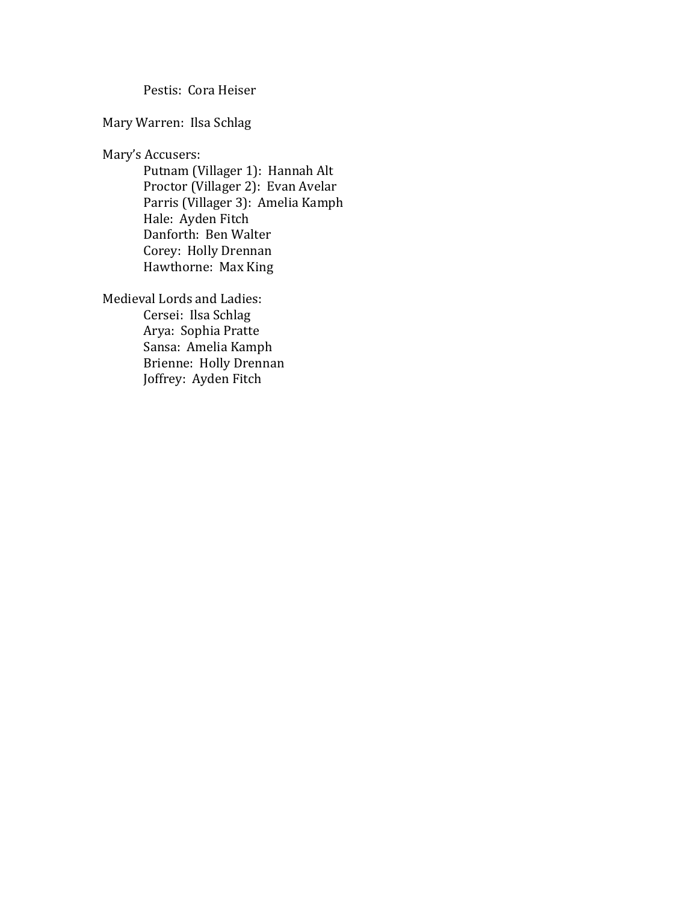Pestis: Cora Heiser

Mary Warren: Ilsa Schlag

Mary's Accusers:

- Putnam (Villager 1): Hannah Alt
- Proctor (Villager 2): Evan Avelar
- Parris (Villager 3): Amelia Kamph
- Hale: Ayden Fitch
- Danforth: Ben Walter
- Corey: Holly Drennan
- Hawthorne: Max King

Medieval Lords and Ladies:

- Cersei: Ilsa Schlag
- Arya: Sophia Pratte
- Sansa: Amelia Kamph
- Brienne: Holly Drennan
- Joffrey: Ayden Fitch